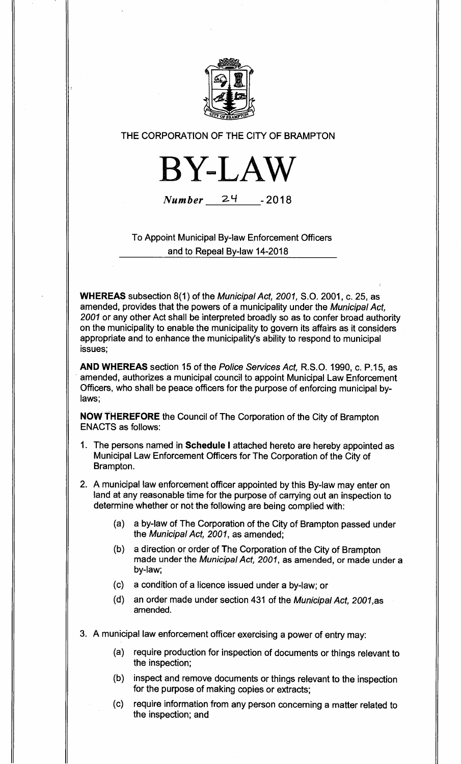THE CORPORATION OF THE CITY OF BRAMPTON

# BY-LAW

*Number* 24 - 2018

To Appoint Municipal By-law Enforcement Officers and to Repeal By-law 14-2018

**WHEREAS** subsection 8(1) of the *Municipal Act, 2001*, S.O. 2001, c. 25, as amended, provides that the powers of a municipality under the *Municipal Act, 2001* or any other Act shall be interpreted broadly so as to confer broad authority on the municipality to enable the municipality to govern its affairs as it considers appropriate and to enhance the municipality's ability to respond to municipal issues;

**AND WHEREAS** section 15 of the *Police Services Act*, R.S.O. 1990, c. P.15, as amended, authorizes a municipal council to appoint Municipal Law Enforcement Officers, who shall be peace officers for the purpose of enforcing municipal by-laws;

**NOW THEREFORE** the Council of The Corporation of the City of Brampton ENACTS as follows:

1. The persons named in **Schedule I** attached hereto are hereby appointed as Municipal Law Enforcement Officers for The Corporation of the City of Brampton.

2. A municipal law enforcement officer appointed by this By-law may enter on land at any reasonable time for the purpose of carrying out an inspection to determine whether or not the following are being complied with:

   (a) a by-law of The Corporation of the City of Brampton passed under the *Municipal Act, 2001*, as amended;

   (b) a direction or order of The Corporation of the City of Brampton made under the *Municipal Act, 2001*, as amended, or made under a by-law;

   (c) a condition of a licence issued under a by-law; or

   (d) an order made under section 431 of the *Municipal Act, 2001*, as amended.

3. A municipal law enforcement officer exercising a power of entry may:

   (a) require production for inspection of documents or things relevant to the inspection;

   (b) inspect and remove documents or things relevant to the inspection for the purpose of making copies or extracts;

   (c) require information from any person concerning a matter related to the inspection; and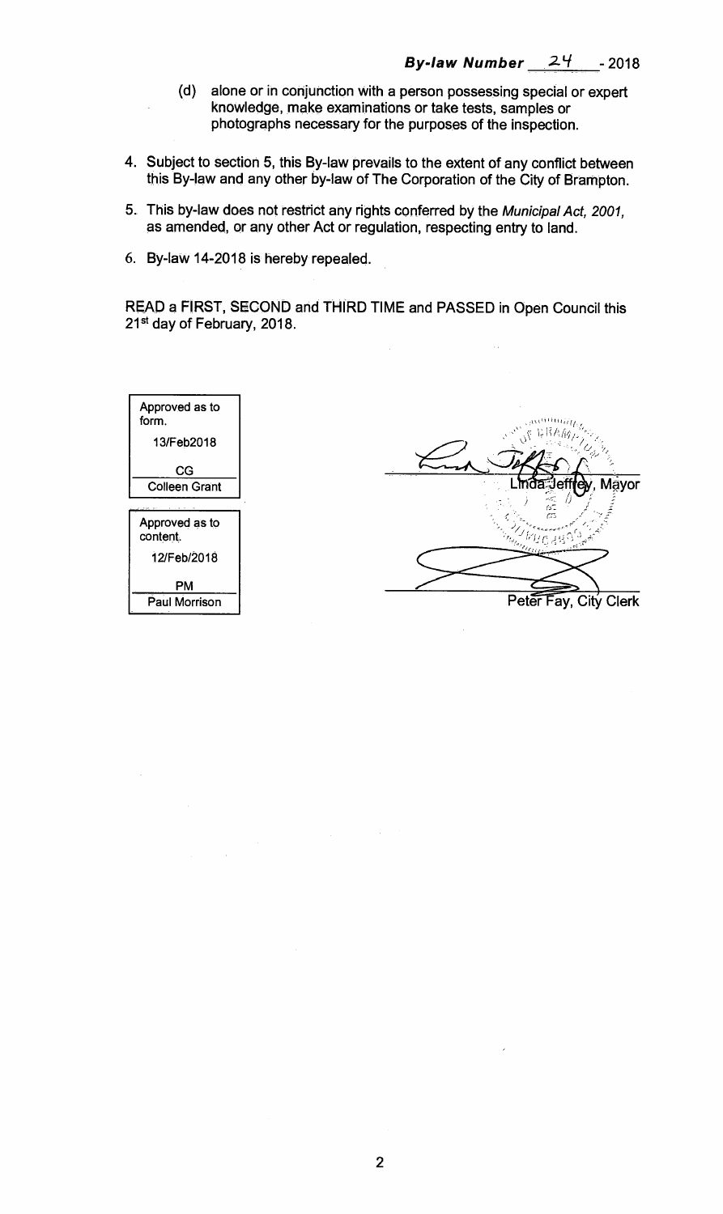**By-law Number 24 - 2018**

(d) alone or in conjunction with a person possessing special or expert knowledge, make examinations or take tests, samples or photographs necessary for the purposes of the inspection.

4. Subject to section 5, this By-law prevails to the extent of any conflict between this By-law and any other by-law of The Corporation of the City of Brampton.

5. This by-law does not restrict any rights conferred by the *Municipal Act, 2001*, as amended, or any other Act or regulation, respecting entry to land.

6. By-law 14-2018 is hereby repealed.

READ a FIRST, SECOND and THIRD TIME and PASSED in Open Council this 21st day of February, 2018.

| Approved as to form. |
|---|
| 13/Feb2018 |
| CG |
| Colleen Grant |

| Approved as to content. |
|---|
| 12/Feb/2018 |
| PM |
| Paul Morrison |

Linda Jeffrey, Mayor

Peter Fay, City Clerk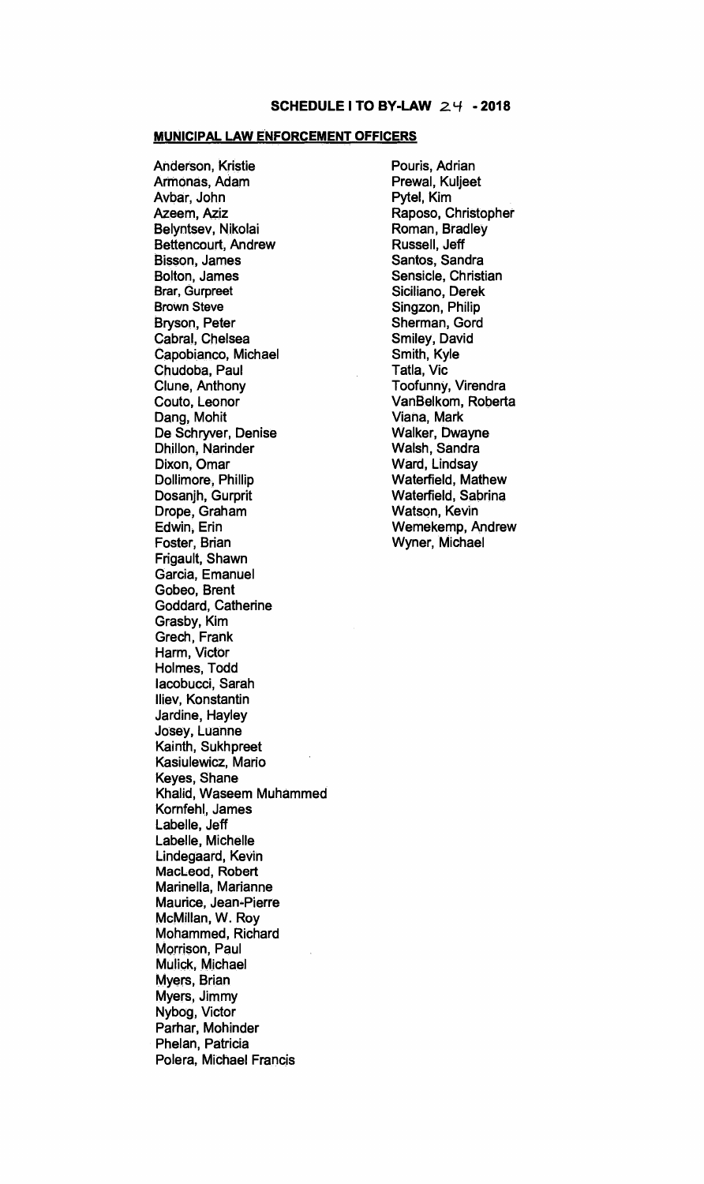## SCHEDULE I TO BY-LAW 24 - 2018

**MUNICIPAL LAW ENFORCEMENT OFFICERS**

Anderson, Kristie
Armonas, Adam
Avbar, John
Azeem, Aziz
Belyntsev, Nikolai
Bettencourt, Andrew
Bisson, James
Bolton, James
Brar, Gurpreet
Brown Steve
Bryson, Peter
Cabral, Chelsea
Capobianco, Michael
Chudoba, Paul
Clune, Anthony
Couto, Leonor
Dang, Mohit
De Schryver, Denise
Dhillon, Narinder
Dixon, Omar
Dollimore, Phillip
Dosanjh, Gurprit
Drope, Graham
Edwin, Erin
Foster, Brian
Frigault, Shawn
Garcia, Emanuel
Gobeo, Brent
Goddard, Catherine
Grasby, Kim
Grech, Frank
Harm, Victor
Holmes, Todd
Iacobucci, Sarah
Iliev, Konstantin
Jardine, Hayley
Josey, Luanne
Kainth, Sukhpreet
Kasiulewicz, Mario
Keyes, Shane
Khalid, Waseem Muhammed
Kornfehl, James
Labelle, Jeff
Labelle, Michelle
Lindegaard, Kevin
MacLeod, Robert
Marinella, Marianne
Maurice, Jean-Pierre
McMillan, W. Roy
Mohammed, Richard
Morrison, Paul
Mulick, Michael
Myers, Brian
Myers, Jimmy
Nybog, Victor
Parhar, Mohinder
Phelan, Patricia
Polera, Michael Francis
Pouris, Adrian
Prewal, Kuljeet
Pytel, Kim
Raposo, Christopher
Roman, Bradley
Russell, Jeff
Santos, Sandra
Sensicle, Christian
Siciliano, Derek
Singzon, Philip
Sherman, Gord
Smiley, David
Smith, Kyle
Tatla, Vic
Toofunny, Virendra
VanBelkom, Roberta
Viana, Mark
Walker, Dwayne
Walsh, Sandra
Ward, Lindsay
Waterfield, Mathew
Waterfield, Sabrina
Watson, Kevin
Wemekemp, Andrew
Wyner, Michael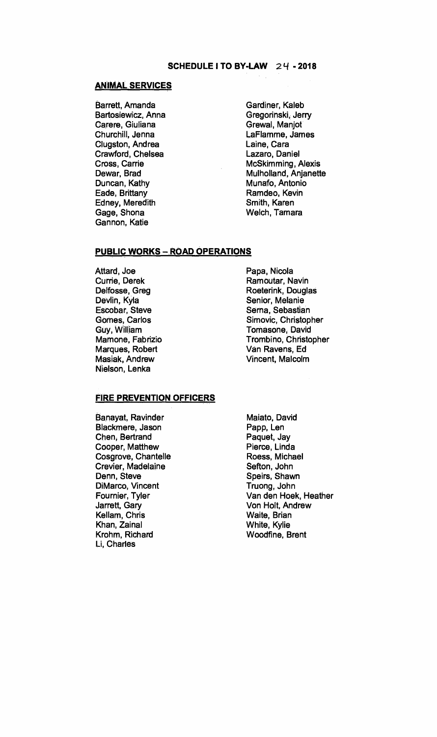**SCHEDULE I TO BY-LAW 24 - 2018**

**ANIMAL SERVICES**

Barrett, Amanda
Bartosiewicz, Anna
Carere, Giuliana
Churchill, Jenna
Clugston, Andrea
Crawford, Chelsea
Cross, Carrie
Dewar, Brad
Duncan, Kathy
Eade, Brittany
Edney, Meredith
Gage, Shona
Gannon, Katie
Gardiner, Kaleb
Gregorinski, Jerry
Grewal, Manjot
LaFlamme, James
Laine, Cara
Lazaro, Daniel
McSkimming, Alexis
Mulholland, Anjanette
Munafo, Antonio
Ramdeo, Kevin
Smith, Karen
Welch, Tamara

**PUBLIC WORKS – ROAD OPERATIONS**

Attard, Joe
Currie, Derek
Delfosse, Greg
Devlin, Kyla
Escobar, Steve
Gomes, Carlos
Guy, William
Mamone, Fabrizio
Marques, Robert
Masiak, Andrew
Nielson, Lenka
Papa, Nicola
Ramoutar, Navin
Roeterink, Douglas
Senior, Melanie
Serna, Sebastian
Simovic, Christopher
Tomasone, David
Trombino, Christopher
Van Ravens, Ed
Vincent, Malcolm

**FIRE PREVENTION OFFICERS**

Banayat, Ravinder
Blackmere, Jason
Chen, Bertrand
Cooper, Matthew
Cosgrove, Chantelle
Crevier, Madelaine
Denn, Steve
DiMarco, Vincent
Fournier, Tyler
Jarrett, Gary
Kellam, Chris
Khan, Zainal
Krohm, Richard
Li, Charles
Maiato, David
Papp, Len
Paquet, Jay
Pierce, Linda
Roess, Michael
Sefton, John
Speirs, Shawn
Truong, John
Van den Hoek, Heather
Von Holt, Andrew
Waite, Brian
White, Kylie
Woodfine, Brent